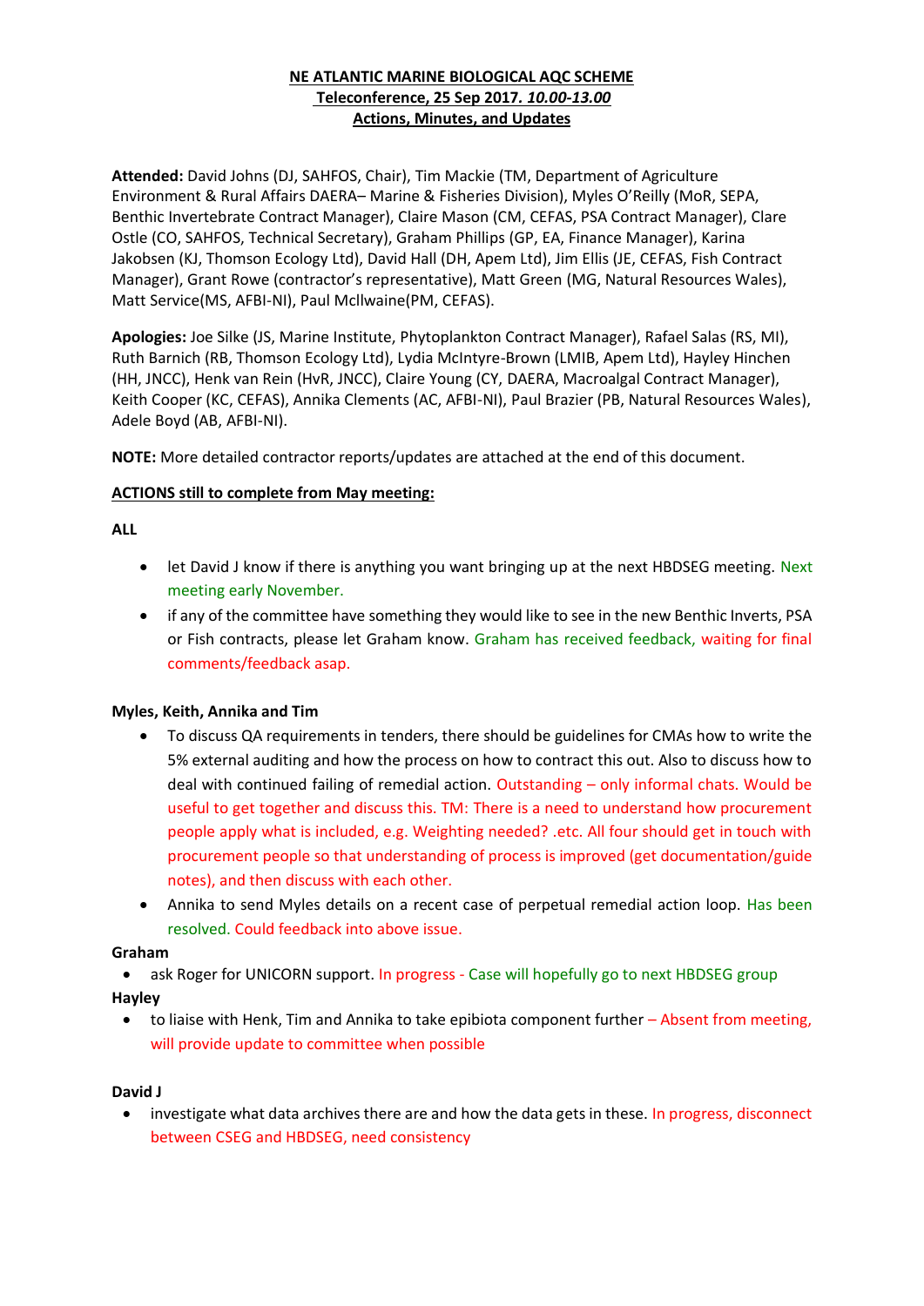**NE ATLANTIC MARINE BIOLOGICAL AQC SCHEME**
**Teleconference, 25 Sep 2017. *10.00-13.00***
**Actions, Minutes, and Updates**

**Attended:** David Johns (DJ, SAHFOS, Chair), Tim Mackie (TM, Department of Agriculture Environment & Rural Affairs DAERA– Marine & Fisheries Division), Myles O'Reilly (MoR, SEPA, Benthic Invertebrate Contract Manager), Claire Mason (CM, CEFAS, PSA Contract Manager), Clare Ostle (CO, SAHFOS, Technical Secretary), Graham Phillips (GP, EA, Finance Manager), Karina Jakobsen (KJ, Thomson Ecology Ltd), David Hall (DH, Apem Ltd), Jim Ellis (JE, CEFAS, Fish Contract Manager), Grant Rowe (contractor's representative), Matt Green (MG, Natural Resources Wales), Matt Service(MS, AFBI-NI), Paul Mcllwaine(PM, CEFAS).

**Apologies:** Joe Silke (JS, Marine Institute, Phytoplankton Contract Manager), Rafael Salas (RS, MI), Ruth Barnich (RB, Thomson Ecology Ltd), Lydia McIntyre-Brown (LMIB, Apem Ltd), Hayley Hinchen (HH, JNCC), Henk van Rein (HvR, JNCC), Claire Young (CY, DAERA, Macroalgal Contract Manager), Keith Cooper (KC, CEFAS), Annika Clements (AC, AFBI-NI), Paul Brazier (PB, Natural Resources Wales), Adele Boyd (AB, AFBI-NI).

**NOTE:** More detailed contractor reports/updates are attached at the end of this document.

**ACTIONS still to complete from May meeting:**

**ALL**

- let David J know if there is anything you want bringing up at the next HBDSEG meeting. Next meeting early November.
- if any of the committee have something they would like to see in the new Benthic Inverts, PSA or Fish contracts, please let Graham know. Graham has received feedback, waiting for final comments/feedback asap.

**Myles, Keith, Annika and Tim**

- To discuss QA requirements in tenders, there should be guidelines for CMAs how to write the 5% external auditing and how the process on how to contract this out. Also to discuss how to deal with continued failing of remedial action. Outstanding – only informal chats. Would be useful to get together and discuss this. TM: There is a need to understand how procurement people apply what is included, e.g. Weighting needed? .etc. All four should get in touch with procurement people so that understanding of process is improved (get documentation/guide notes), and then discuss with each other.
- Annika to send Myles details on a recent case of perpetual remedial action loop. Has been resolved. Could feedback into above issue.

**Graham**

- ask Roger for UNICORN support. In progress - Case will hopefully go to next HBDSEG group

**Hayley**

- to liaise with Henk, Tim and Annika to take epibiota component further – Absent from meeting, will provide update to committee when possible

**David J**

- investigate what data archives there are and how the data gets in these. In progress, disconnect between CSEG and HBDSEG, need consistency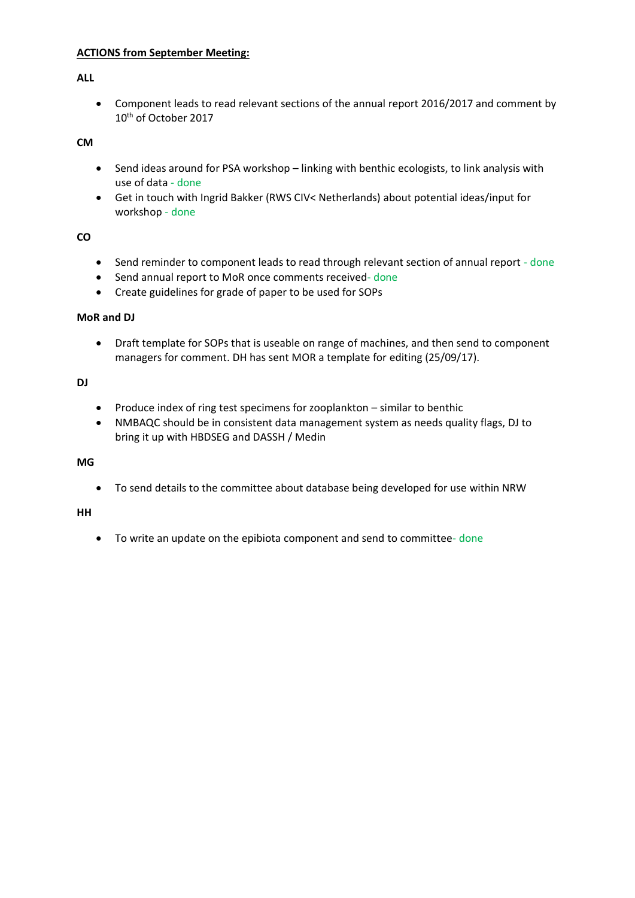**ACTIONS from September Meeting:**

**ALL**

- Component leads to read relevant sections of the annual report 2016/2017 and comment by 10th of October 2017

**CM**

- Send ideas around for PSA workshop – linking with benthic ecologists, to link analysis with use of data - done
- Get in touch with Ingrid Bakker (RWS CIV< Netherlands) about potential ideas/input for workshop - done

**CO**

- Send reminder to component leads to read through relevant section of annual report - done
- Send annual report to MoR once comments received- done
- Create guidelines for grade of paper to be used for SOPs

**MoR and DJ**

- Draft template for SOPs that is useable on range of machines, and then send to component managers for comment. DH has sent MOR a template for editing (25/09/17).

**DJ**

- Produce index of ring test specimens for zooplankton – similar to benthic
- NMBAQC should be in consistent data management system as needs quality flags, DJ to bring it up with HBDSEG and DASSH / Medin

**MG**

- To send details to the committee about database being developed for use within NRW

**HH**

- To write an update on the epibiota component and send to committee- done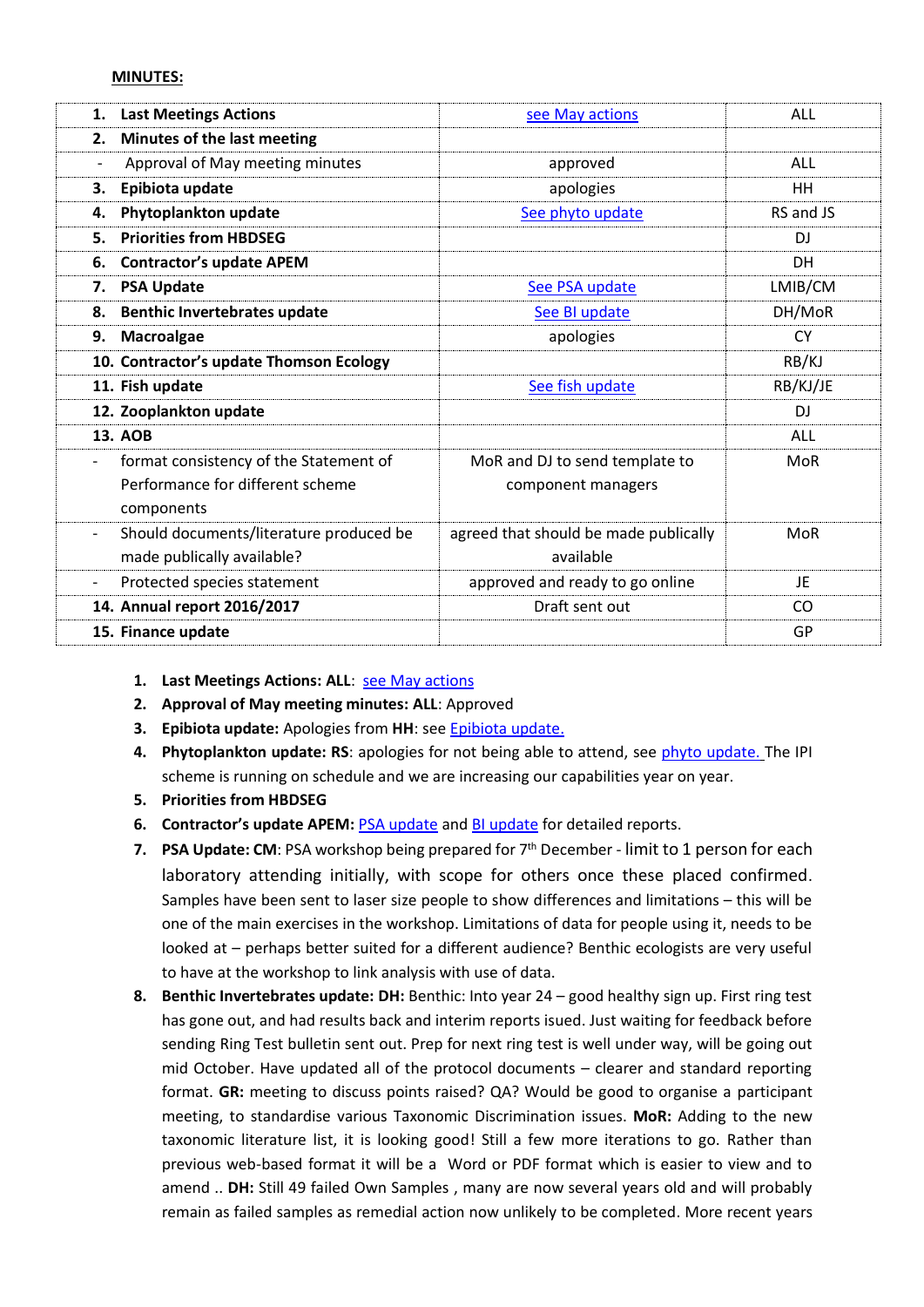**MINUTES:**

| | | |
|---|---|---|
| **1. Last Meetings Actions** | see May actions | ALL |
| **2. Minutes of the last meeting** | | |
| - Approval of May meeting minutes | approved | ALL |
| **3. Epibiota update** | apologies | HH |
| **4. Phytoplankton update** | See phyto update | RS and JS |
| **5. Priorities from HBDSEG** | | DJ |
| **6. Contractor's update APEM** | | DH |
| **7. PSA Update** | See PSA update | LMIB/CM |
| **8. Benthic Invertebrates update** | See BI update | DH/MoR |
| **9. Macroalgae** | apologies | CY |
| **10. Contractor's update Thomson Ecology** | | RB/KJ |
| **11. Fish update** | See fish update | RB/KJ/JE |
| **12. Zooplankton update** | | DJ |
| **13. AOB** | | ALL |
| - format consistency of the Statement of Performance for different scheme components | MoR and DJ to send template to component managers | MoR |
| - Should documents/literature produced be made publically available? | agreed that should be made publically available | MoR |
| - Protected species statement | approved and ready to go online | JE |
| **14. Annual report 2016/2017** | Draft sent out | CO |
| **15. Finance update** | | GP |

1. **Last Meetings Actions: ALL**: see May actions
2. **Approval of May meeting minutes: ALL**: Approved
3. **Epibiota update:** Apologies from **HH**: see Epibiota update.
4. **Phytoplankton update: RS**: apologies for not being able to attend, see phyto update. The IPI scheme is running on schedule and we are increasing our capabilities year on year.
5. **Priorities from HBDSEG**
6. **Contractor's update APEM:** PSA update and BI update for detailed reports.
7. **PSA Update: CM**: PSA workshop being prepared for 7th December - limit to 1 person for each laboratory attending initially, with scope for others once these placed confirmed. Samples have been sent to laser size people to show differences and limitations – this will be one of the main exercises in the workshop. Limitations of data for people using it, needs to be looked at – perhaps better suited for a different audience? Benthic ecologists are very useful to have at the workshop to link analysis with use of data.
8. **Benthic Invertebrates update: DH:** Benthic: Into year 24 – good healthy sign up. First ring test has gone out, and had results back and interim reports isued. Just waiting for feedback before sending Ring Test bulletin sent out. Prep for next ring test is well under way, will be going out mid October. Have updated all of the protocol documents – clearer and standard reporting format. **GR:** meeting to discuss points raised? QA? Would be good to organise a participant meeting, to standardise various Taxonomic Discrimination issues. **MoR:** Adding to the new taxonomic literature list, it is looking good! Still a few more iterations to go. Rather than previous web-based format it will be a Word or PDF format which is easier to view and to amend .. **DH:** Still 49 failed Own Samples , many are now several years old and will probably remain as failed samples as remedial action now unlikely to be completed. More recent years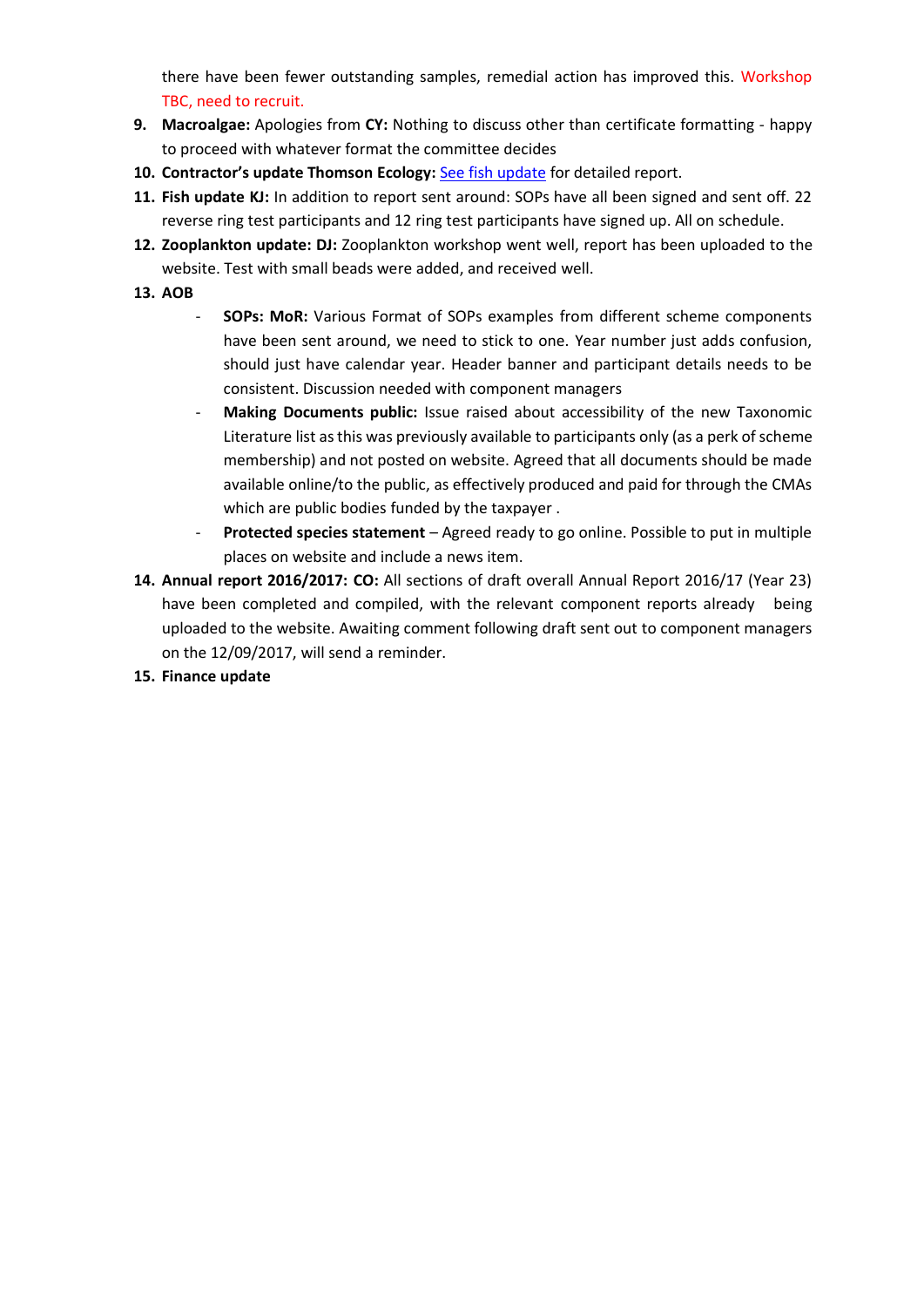there have been fewer outstanding samples, remedial action has improved this. Workshop TBC, need to recruit.

9. **Macroalgae:** Apologies from **CY:** Nothing to discuss other than certificate formatting - happy to proceed with whatever format the committee decides
10. **Contractor's update Thomson Ecology:** [See fish update]() for detailed report.
11. **Fish update KJ:** In addition to report sent around: SOPs have all been signed and sent off. 22 reverse ring test participants and 12 ring test participants have signed up. All on schedule.
12. **Zooplankton update: DJ:** Zooplankton workshop went well, report has been uploaded to the website. Test with small beads were added, and received well.
13. **AOB**
    - **SOPs: MoR:** Various Format of SOPs examples from different scheme components have been sent around, we need to stick to one. Year number just adds confusion, should just have calendar year. Header banner and participant details needs to be consistent. Discussion needed with component managers
    - **Making Documents public:** Issue raised about accessibility of the new Taxonomic Literature list as this was previously available to participants only (as a perk of scheme membership) and not posted on website. Agreed that all documents should be made available online/to the public, as effectively produced and paid for through the CMAs which are public bodies funded by the taxpayer .
    - **Protected species statement** – Agreed ready to go online. Possible to put in multiple places on website and include a news item.
14. **Annual report 2016/2017: CO:** All sections of draft overall Annual Report 2016/17 (Year 23) have been completed and compiled, with the relevant component reports already being uploaded to the website. Awaiting comment following draft sent out to component managers on the 12/09/2017, will send a reminder.
15. **Finance update**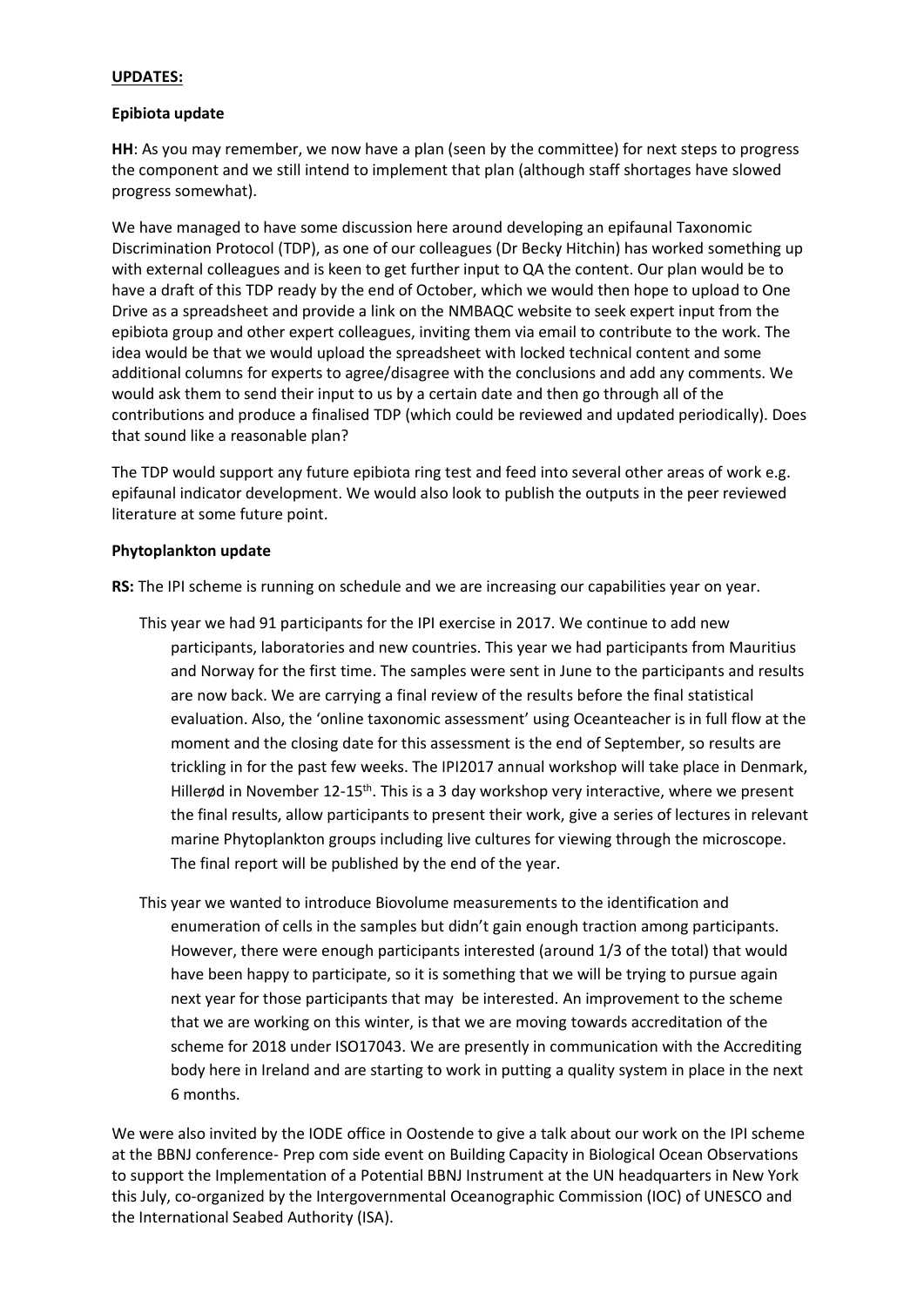**UPDATES:**

**Epibiota update**

**HH**: As you may remember, we now have a plan (seen by the committee) for next steps to progress the component and we still intend to implement that plan (although staff shortages have slowed progress somewhat).

We have managed to have some discussion here around developing an epifaunal Taxonomic Discrimination Protocol (TDP), as one of our colleagues (Dr Becky Hitchin) has worked something up with external colleagues and is keen to get further input to QA the content. Our plan would be to have a draft of this TDP ready by the end of October, which we would then hope to upload to One Drive as a spreadsheet and provide a link on the NMBAQC website to seek expert input from the epibiota group and other expert colleagues, inviting them via email to contribute to the work. The idea would be that we would upload the spreadsheet with locked technical content and some additional columns for experts to agree/disagree with the conclusions and add any comments. We would ask them to send their input to us by a certain date and then go through all of the contributions and produce a finalised TDP (which could be reviewed and updated periodically). Does that sound like a reasonable plan?

The TDP would support any future epibiota ring test and feed into several other areas of work e.g. epifaunal indicator development. We would also look to publish the outputs in the peer reviewed literature at some future point.

**Phytoplankton update**

**RS:** The IPI scheme is running on schedule and we are increasing our capabilities year on year.

This year we had 91 participants for the IPI exercise in 2017. We continue to add new participants, laboratories and new countries. This year we had participants from Mauritius and Norway for the first time. The samples were sent in June to the participants and results are now back. We are carrying a final review of the results before the final statistical evaluation. Also, the 'online taxonomic assessment' using Oceanteacher is in full flow at the moment and the closing date for this assessment is the end of September, so results are trickling in for the past few weeks. The IPI2017 annual workshop will take place in Denmark, Hillerød in November 12-15th. This is a 3 day workshop very interactive, where we present the final results, allow participants to present their work, give a series of lectures in relevant marine Phytoplankton groups including live cultures for viewing through the microscope. The final report will be published by the end of the year.

This year we wanted to introduce Biovolume measurements to the identification and enumeration of cells in the samples but didn't gain enough traction among participants. However, there were enough participants interested (around 1/3 of the total) that would have been happy to participate, so it is something that we will be trying to pursue again next year for those participants that may be interested. An improvement to the scheme that we are working on this winter, is that we are moving towards accreditation of the scheme for 2018 under ISO17043. We are presently in communication with the Accrediting body here in Ireland and are starting to work in putting a quality system in place in the next 6 months.

We were also invited by the IODE office in Oostende to give a talk about our work on the IPI scheme at the BBNJ conference- Prep com side event on Building Capacity in Biological Ocean Observations to support the Implementation of a Potential BBNJ Instrument at the UN headquarters in New York this July, co-organized by the Intergovernmental Oceanographic Commission (IOC) of UNESCO and the International Seabed Authority (ISA).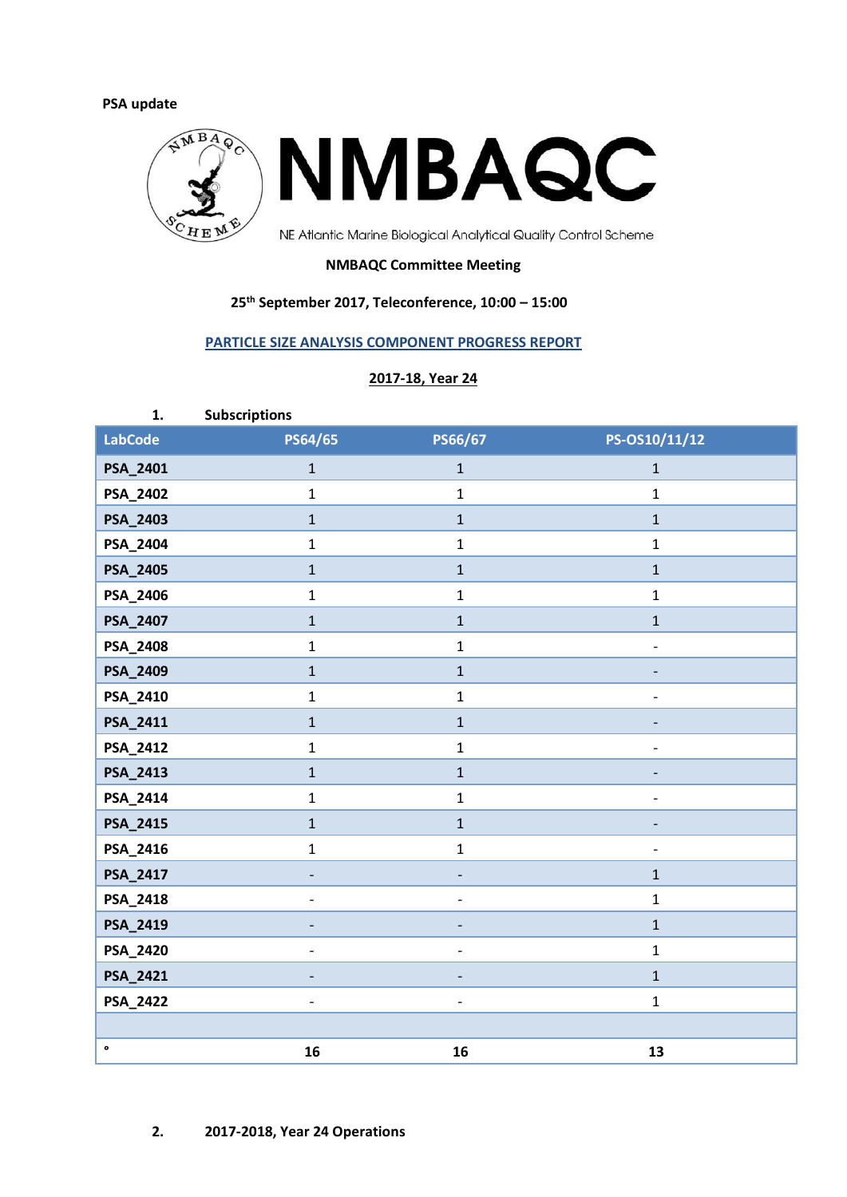**PSA update**

NMBAQC

NE Atlantic Marine Biological Analytical Quality Control Scheme

**NMBAQC Committee Meeting**

**25th September 2017, Teleconference, 10:00 – 15:00**

**PARTICLE SIZE ANALYSIS COMPONENT PROGRESS REPORT**

**2017-18, Year 24**

## 1. Subscriptions

| LabCode | PS64/65 | PS66/67 | PS-OS10/11/12 |
|---|---|---|---|
| **PSA_2401** | 1 | 1 | 1 |
| **PSA_2402** | 1 | 1 | 1 |
| **PSA_2403** | 1 | 1 | 1 |
| **PSA_2404** | 1 | 1 | 1 |
| **PSA_2405** | 1 | 1 | 1 |
| **PSA_2406** | 1 | 1 | 1 |
| **PSA_2407** | 1 | 1 | 1 |
| **PSA_2408** | 1 | 1 | - |
| **PSA_2409** | 1 | 1 | - |
| **PSA_2410** | 1 | 1 | - |
| **PSA_2411** | 1 | 1 | - |
| **PSA_2412** | 1 | 1 | - |
| **PSA_2413** | 1 | 1 | - |
| **PSA_2414** | 1 | 1 | - |
| **PSA_2415** | 1 | 1 | - |
| **PSA_2416** | 1 | 1 | - |
| **PSA_2417** | - | - | 1 |
| **PSA_2418** | - | - | 1 |
| **PSA_2419** | - | - | 1 |
| **PSA_2420** | - | - | 1 |
| **PSA_2421** | - | - | 1 |
| **PSA_2422** | - | - | 1 |
| | | | |
| ° | **16** | **16** | **13** |

## 2. 2017-2018, Year 24 Operations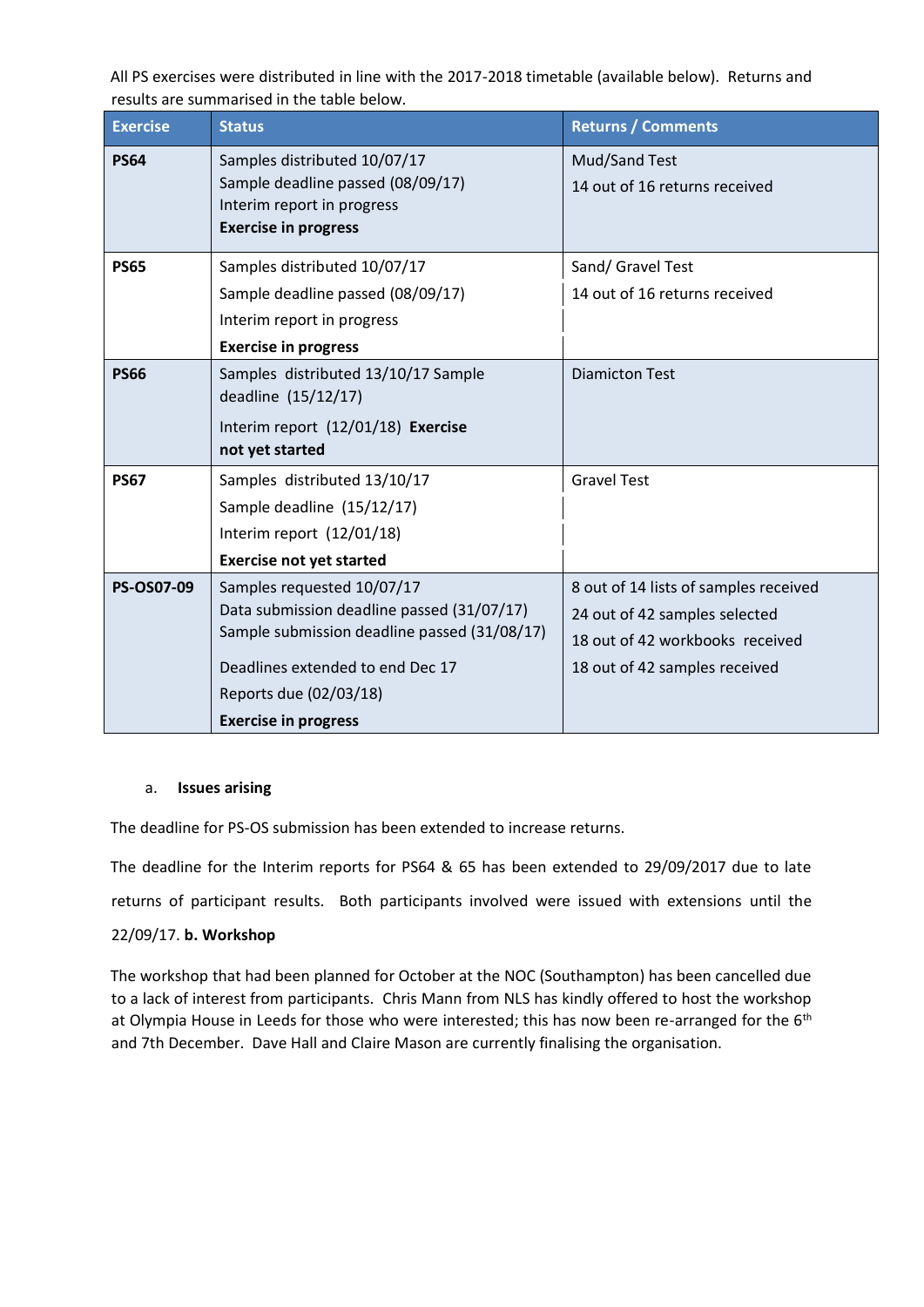All PS exercises were distributed in line with the 2017-2018 timetable (available below). Returns and results are summarised in the table below.

| Exercise | Status | Returns / Comments |
|---|---|---|
| **PS64** | Samples distributed 10/07/17<br>Sample deadline passed (08/09/17)<br>Interim report in progress<br>**Exercise in progress** | Mud/Sand Test<br>14 out of 16 returns received |
| **PS65** | Samples distributed 10/07/17<br>Sample deadline passed (08/09/17)<br>Interim report in progress<br>**Exercise in progress** | Sand/ Gravel Test<br>14 out of 16 returns received |
| **PS66** | Samples distributed 13/10/17 Sample deadline (15/12/17)<br>Interim report (12/01/18) **Exercise not yet started** | Diamicton Test |
| **PS67** | Samples distributed 13/10/17<br>Sample deadline (15/12/17)<br>Interim report (12/01/18)<br>**Exercise not yet started** | Gravel Test |
| **PS-OS07-09** | Samples requested 10/07/17<br>Data submission deadline passed (31/07/17)<br>Sample submission deadline passed (31/08/17)<br>Deadlines extended to end Dec 17<br>Reports due (02/03/18)<br>**Exercise in progress** | 8 out of 14 lists of samples received<br>24 out of 42 samples selected<br>18 out of 42 workbooks received<br>18 out of 42 samples received |

a. **Issues arising**

The deadline for PS-OS submission has been extended to increase returns.

The deadline for the Interim reports for PS64 & 65 has been extended to 29/09/2017 due to late returns of participant results. Both participants involved were issued with extensions until the 22/09/17.

**b. Workshop**

The workshop that had been planned for October at the NOC (Southampton) has been cancelled due to a lack of interest from participants. Chris Mann from NLS has kindly offered to host the workshop at Olympia House in Leeds for those who were interested; this has now been re-arranged for the 6th and 7th December. Dave Hall and Claire Mason are currently finalising the organisation.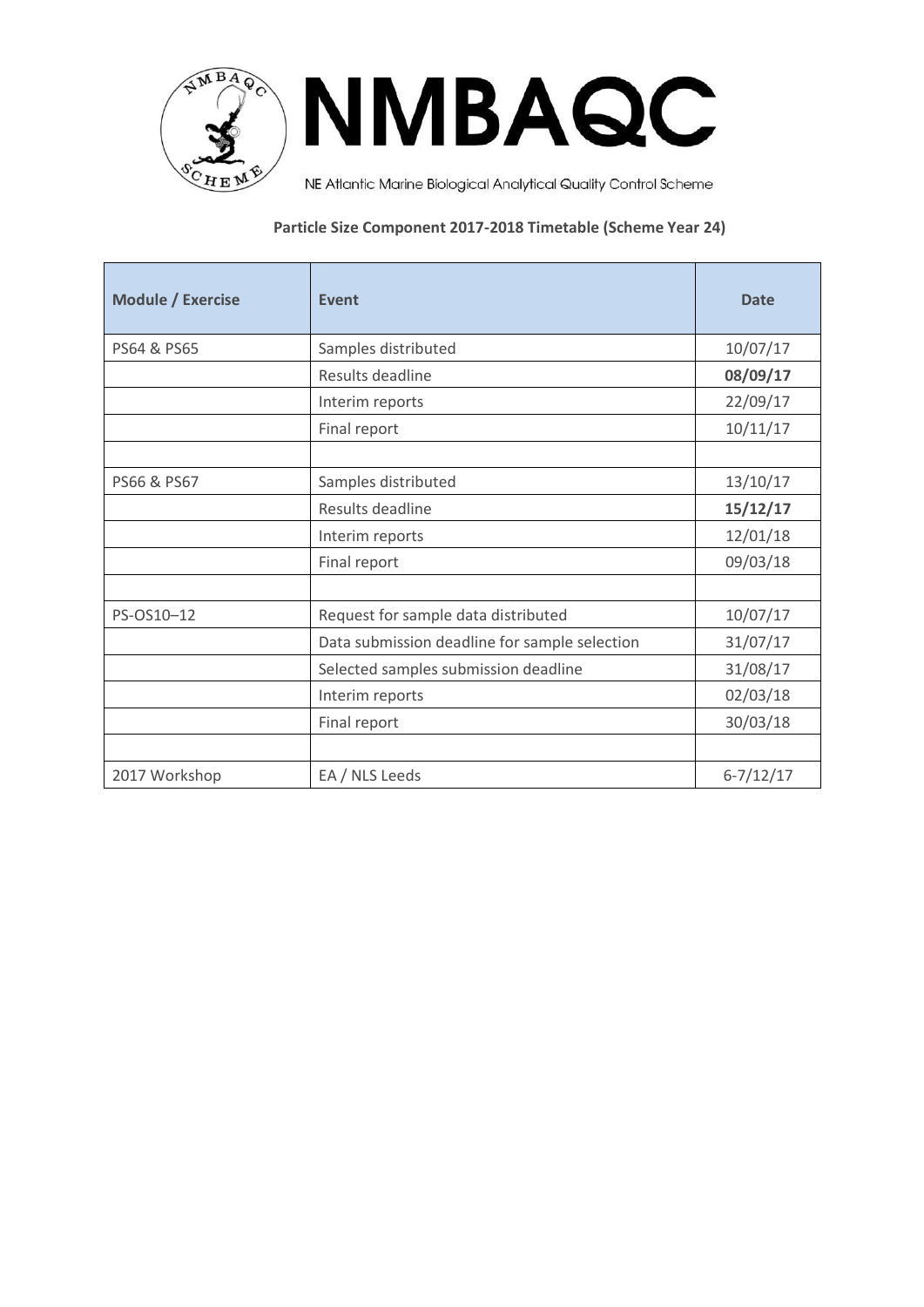# NMBAQC

NE Atlantic Marine Biological Analytical Quality Control Scheme

**Particle Size Component 2017-2018 Timetable (Scheme Year 24)**

| Module / Exercise | Event | Date |
|---|---|---|
| PS64 & PS65 | Samples distributed | 10/07/17 |
| | Results deadline | **08/09/17** |
| | Interim reports | 22/09/17 |
| | Final report | 10/11/17 |
| | | |
| PS66 & PS67 | Samples distributed | 13/10/17 |
| | Results deadline | **15/12/17** |
| | Interim reports | 12/01/18 |
| | Final report | 09/03/18 |
| | | |
| PS-OS10–12 | Request for sample data distributed | 10/07/17 |
| | Data submission deadline for sample selection | 31/07/17 |
| | Selected samples submission deadline | 31/08/17 |
| | Interim reports | 02/03/18 |
| | Final report | 30/03/18 |
| | | |
| 2017 Workshop | EA / NLS Leeds | 6-7/12/17 |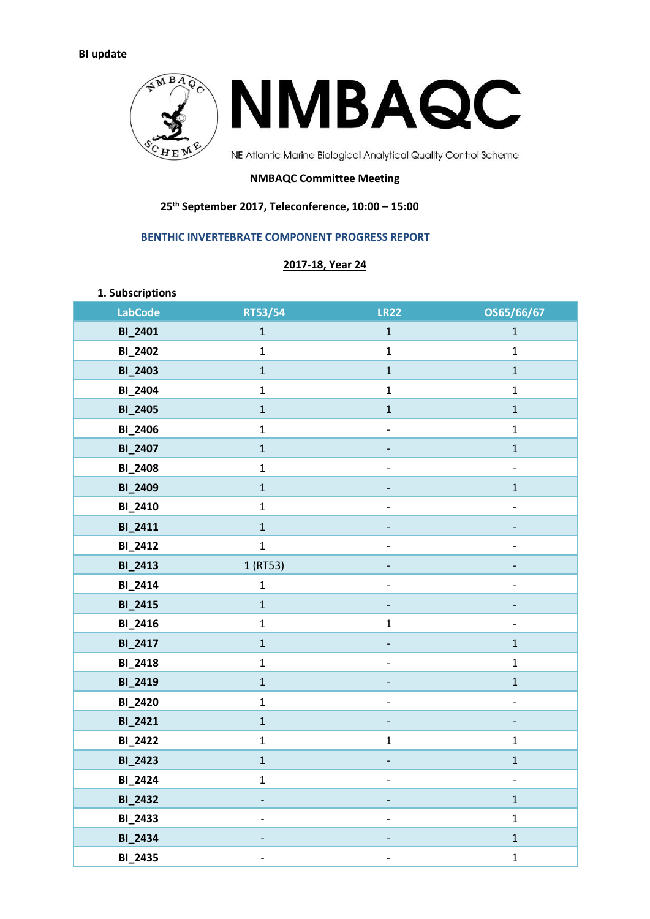**BI update**

NMBAQC

NE Atlantic Marine Biological Analytical Quality Control Scheme

**NMBAQC Committee Meeting**

**25th September 2017, Teleconference, 10:00 – 15:00**

**BENTHIC INVERTEBRATE COMPONENT PROGRESS REPORT**

**2017-18, Year 24**

**1. Subscriptions**

| LabCode | RT53/54 | LR22 | OS65/66/67 |
|---|---|---|---|
| BI_2401 | 1 | 1 | 1 |
| BI_2402 | 1 | 1 | 1 |
| BI_2403 | 1 | 1 | 1 |
| BI_2404 | 1 | 1 | 1 |
| BI_2405 | 1 | 1 | 1 |
| BI_2406 | 1 | - | 1 |
| BI_2407 | 1 | - | 1 |
| BI_2408 | 1 | - | - |
| BI_2409 | 1 | - | 1 |
| BI_2410 | 1 | - | - |
| BI_2411 | 1 | - | - |
| BI_2412 | 1 | - | - |
| BI_2413 | 1 (RT53) | - | - |
| BI_2414 | 1 | - | - |
| BI_2415 | 1 | - | - |
| BI_2416 | 1 | 1 | - |
| BI_2417 | 1 | - | 1 |
| BI_2418 | 1 | - | 1 |
| BI_2419 | 1 | - | 1 |
| BI_2420 | 1 | - | - |
| BI_2421 | 1 | - | - |
| BI_2422 | 1 | 1 | 1 |
| BI_2423 | 1 | - | 1 |
| BI_2424 | 1 | - | - |
| BI_2432 | - | - | 1 |
| BI_2433 | - | - | 1 |
| BI_2434 | - | - | 1 |
| BI_2435 | - | - | 1 |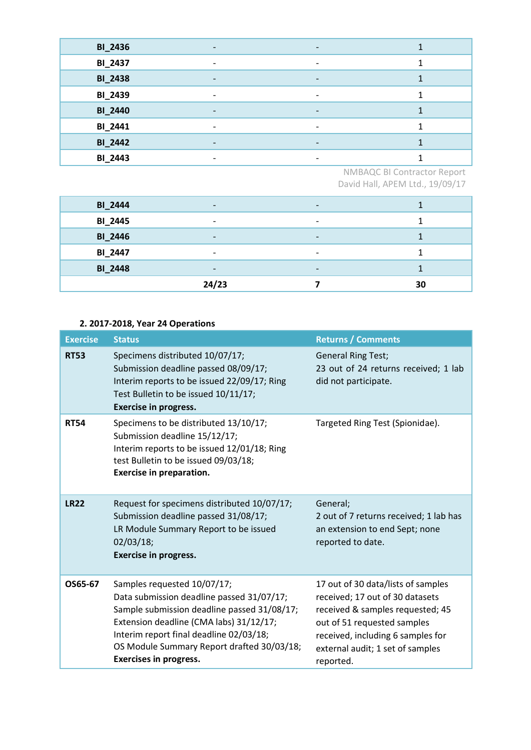| | | | |
|---|---|---|---|
| BI_2436 | - | - | 1 |
| BI_2437 | - | - | 1 |
| BI_2438 | - | - | 1 |
| BI_2439 | - | - | 1 |
| BI_2440 | - | - | 1 |
| BI_2441 | - | - | 1 |
| BI_2442 | - | - | 1 |
| BI_2443 | - | - | 1 |
| BI_2444 | - | - | 1 |
| BI_2445 | - | - | 1 |
| BI_2446 | - | - | 1 |
| BI_2447 | - | - | 1 |
| BI_2448 | - | - | 1 |
| | **24/23** | **7** | **30** |

### 2. 2017-2018, Year 24 Operations

| Exercise | Status | Returns / Comments |
|---|---|---|
| **RT53** | Specimens distributed 10/07/17; Submission deadline passed 08/09/17; Interim reports to be issued 22/09/17; Ring Test Bulletin to be issued 10/11/17; **Exercise in progress.** | General Ring Test; 23 out of 24 returns received; 1 lab did not participate. |
| **RT54** | Specimens to be distributed 13/10/17; Submission deadline 15/12/17; Interim reports to be issued 12/01/18; Ring test Bulletin to be issued 09/03/18; **Exercise in preparation.** | Targeted Ring Test (Spionidae). |
| **LR22** | Request for specimens distributed 10/07/17; Submission deadline passed 31/08/17; LR Module Summary Report to be issued 02/03/18; **Exercise in progress.** | General; 2 out of 7 returns received; 1 lab has an extension to end Sept; none reported to date. |
| **OS65-67** | Samples requested 10/07/17; Data submission deadline passed 31/07/17; Sample submission deadline passed 31/08/17; Extension deadline (CMA labs) 31/12/17; Interim report final deadline 02/03/18; OS Module Summary Report drafted 30/03/18; **Exercises in progress.** | 17 out of 30 data/lists of samples received; 17 out of 30 datasets received & samples requested; 45 out of 51 requested samples received, including 6 samples for external audit; 1 set of samples reported. |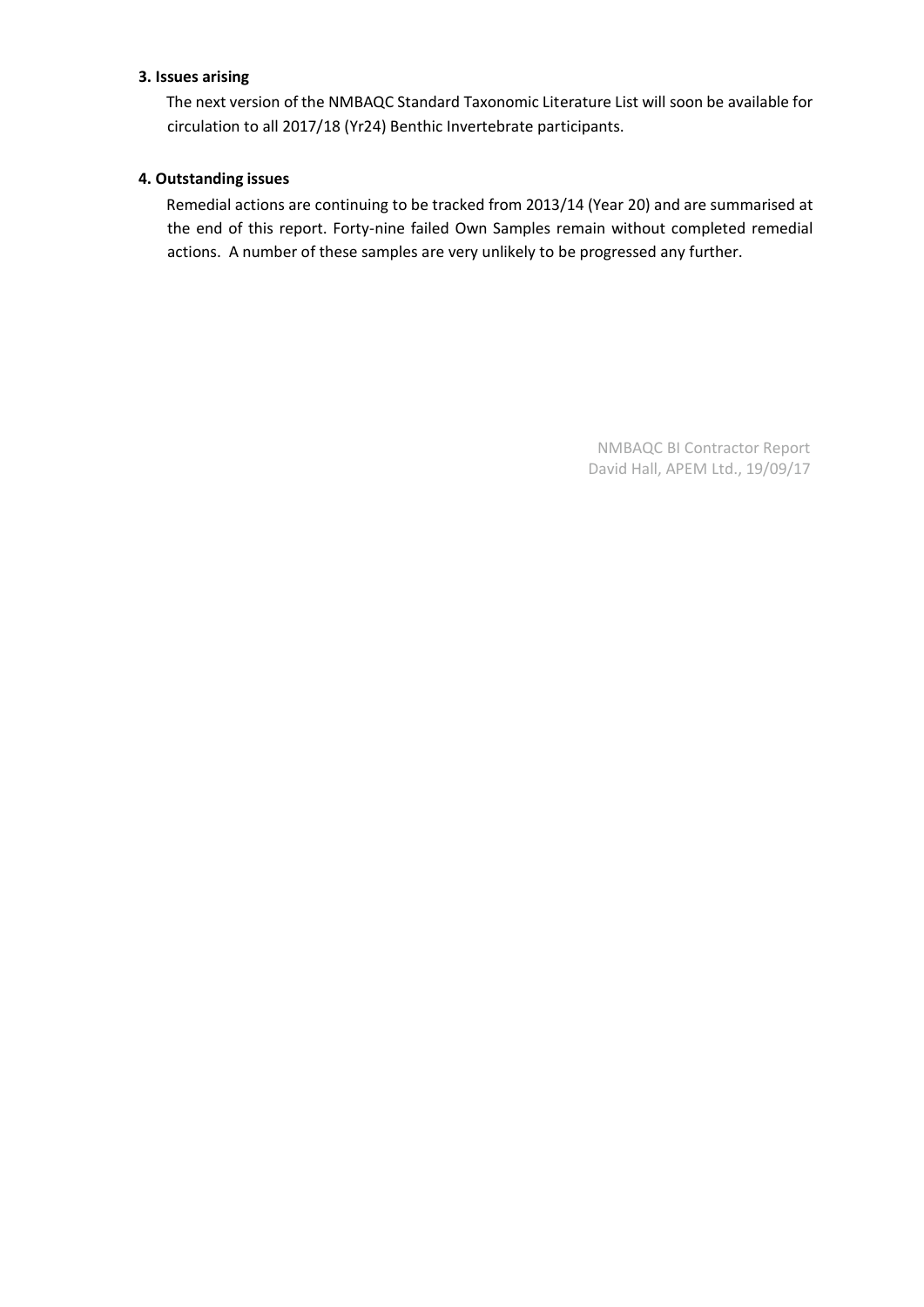**3. Issues arising**

The next version of the NMBAQC Standard Taxonomic Literature List will soon be available for circulation to all 2017/18 (Yr24) Benthic Invertebrate participants.

**4. Outstanding issues**

Remedial actions are continuing to be tracked from 2013/14 (Year 20) and are summarised at the end of this report. Forty-nine failed Own Samples remain without completed remedial actions. A number of these samples are very unlikely to be progressed any further.

NMBAQC BI Contractor Report
David Hall, APEM Ltd., 19/09/17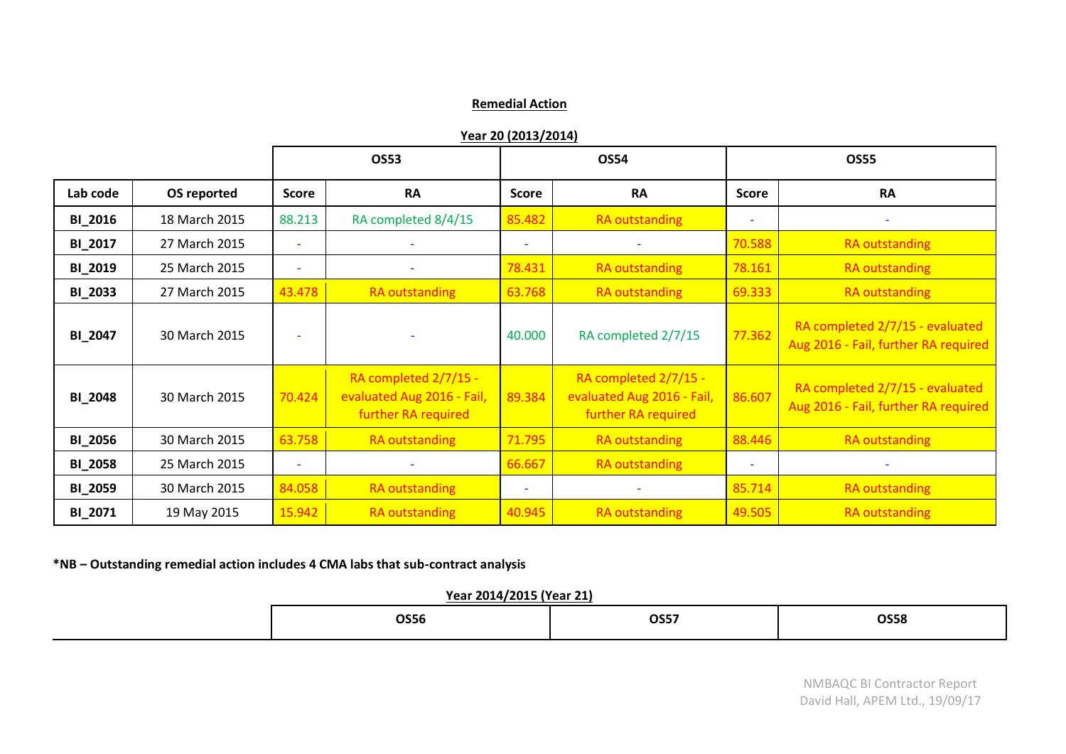## Remedial Action

### Year 20 (2013/2014)

| | | OS53 | | OS54 | | OS55 | |
|---|---|---|---|---|---|---|---|
| **Lab code** | **OS reported** | **Score** | **RA** | **Score** | **RA** | **Score** | **RA** |
| **BI_2016** | 18 March 2015 | 88.213 | RA completed 8/4/15 | 85.482 | RA outstanding | - | - |
| **BI_2017** | 27 March 2015 | - | - | - | - | 70.588 | RA outstanding |
| **BI_2019** | 25 March 2015 | - | - | 78.431 | RA outstanding | 78.161 | RA outstanding |
| **BI_2033** | 27 March 2015 | 43.478 | RA outstanding | 63.768 | RA outstanding | 69.333 | RA outstanding |
| **BI_2047** | 30 March 2015 | - | - | 40.000 | RA completed 2/7/15 | 77.362 | RA completed 2/7/15 - evaluated Aug 2016 - Fail, further RA required |
| **BI_2048** | 30 March 2015 | 70.424 | RA completed 2/7/15 - evaluated Aug 2016 - Fail, further RA required | 89.384 | RA completed 2/7/15 - evaluated Aug 2016 - Fail, further RA required | 86.607 | RA completed 2/7/15 - evaluated Aug 2016 - Fail, further RA required |
| **BI_2056** | 30 March 2015 | 63.758 | RA outstanding | 71.795 | RA outstanding | 88.446 | RA outstanding |
| **BI_2058** | 25 March 2015 | - | - | 66.667 | RA outstanding | - | - |
| **BI_2059** | 30 March 2015 | 84.058 | RA outstanding | - | - | 85.714 | RA outstanding |
| **BI_2071** | 19 May 2015 | 15.942 | RA outstanding | 40.945 | RA outstanding | 49.505 | RA outstanding |

**\*NB – Outstanding remedial action includes 4 CMA labs that sub-contract analysis**

### Year 2014/2015 (Year 21)

| | OS56 | OS57 | OS58 |
|---|---|---|---|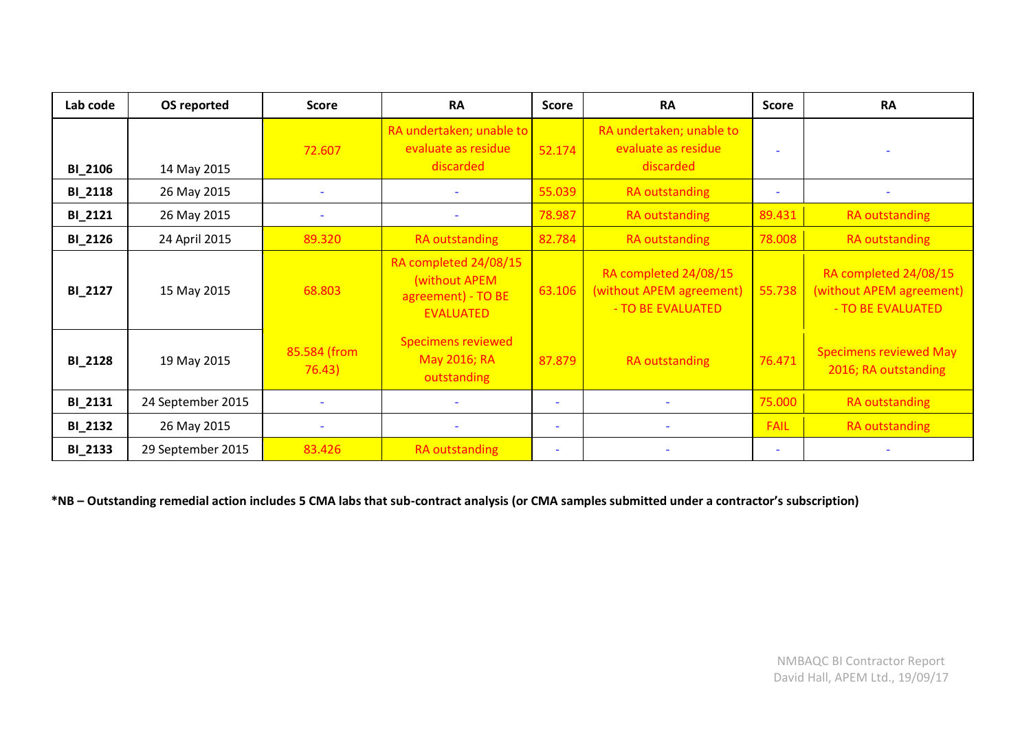| Lab code | OS reported | Score | RA | Score | RA | Score | RA |
|---|---|---|---|---|---|---|---|
| BI_2106 | 14 May 2015 | 72.607 | RA undertaken; unable to evaluate as residue discarded | 52.174 | RA undertaken; unable to evaluate as residue discarded | - | - |
| BI_2118 | 26 May 2015 | - | - | 55.039 | RA outstanding | - | - |
| BI_2121 | 26 May 2015 | - | - | 78.987 | RA outstanding | 89.431 | RA outstanding |
| BI_2126 | 24 April 2015 | 89.320 | RA outstanding | 82.784 | RA outstanding | 78.008 | RA outstanding |
| BI_2127 | 15 May 2015 | 68.803 | RA completed 24/08/15 (without APEM agreement) - TO BE EVALUATED | 63.106 | RA completed 24/08/15 (without APEM agreement) - TO BE EVALUATED | 55.738 | RA completed 24/08/15 (without APEM agreement) - TO BE EVALUATED |
| BI_2128 | 19 May 2015 | 85.584 (from 76.43) | Specimens reviewed May 2016; RA outstanding | 87.879 | RA outstanding | 76.471 | Specimens reviewed May 2016; RA outstanding |
| BI_2131 | 24 September 2015 | - | - | - | - | 75.000 | RA outstanding |
| BI_2132 | 26 May 2015 | - | - | - | - | FAIL | RA outstanding |
| BI_2133 | 29 September 2015 | 83.426 | RA outstanding | - | - | - | - |

**\*NB – Outstanding remedial action includes 5 CMA labs that sub-contract analysis (or CMA samples submitted under a contractor's subscription)**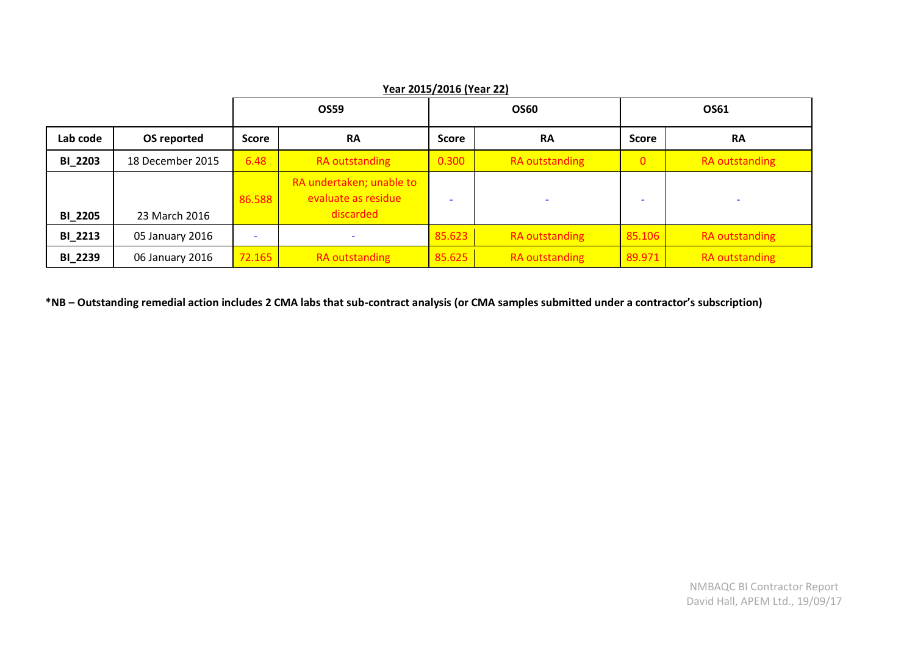**Year 2015/2016 (Year 22)**

| | | OS59 | | OS60 | | OS61 | |
|---|---|---|---|---|---|---|---|
| **Lab code** | **OS reported** | **Score** | **RA** | **Score** | **RA** | **Score** | **RA** |
| **BI_2203** | 18 December 2015 | 6.48 | RA outstanding | 0.300 | RA outstanding | 0 | RA outstanding |
| **BI_2205** | 23 March 2016 | 86.588 | RA undertaken; unable to evaluate as residue discarded | - | - | - | - |
| **BI_2213** | 05 January 2016 | - | - | 85.623 | RA outstanding | 85.106 | RA outstanding |
| **BI_2239** | 06 January 2016 | 72.165 | RA outstanding | 85.625 | RA outstanding | 89.971 | RA outstanding |

**\*NB – Outstanding remedial action includes 2 CMA labs that sub-contract analysis (or CMA samples submitted under a contractor's subscription)**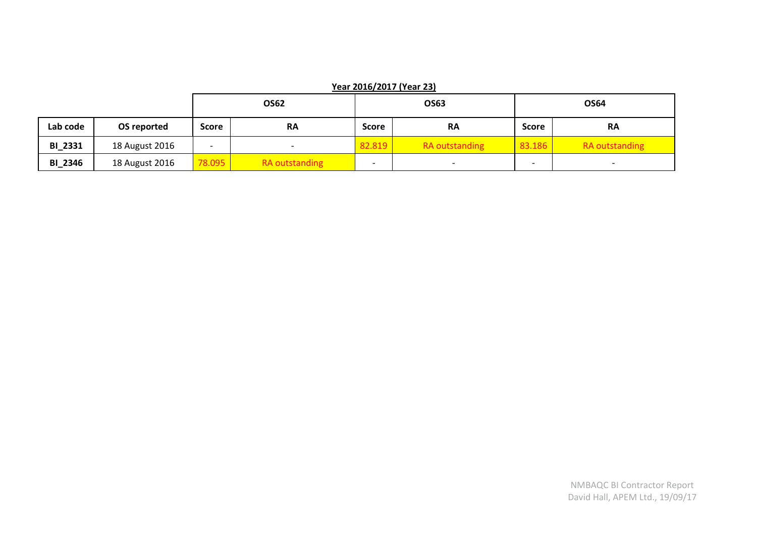**Year 2016/2017 (Year 23)**

| Lab code | OS reported | OS62 | | OS63 | | OS64 | |
|---|---|---|---|---|---|---|---|
| | | Score | RA | Score | RA | Score | RA |
| **BI_2331** | 18 August 2016 | - | - | 82.819 | RA outstanding | 83.186 | RA outstanding |
| **BI_2346** | 18 August 2016 | 78.095 | RA outstanding | - | - | - | - |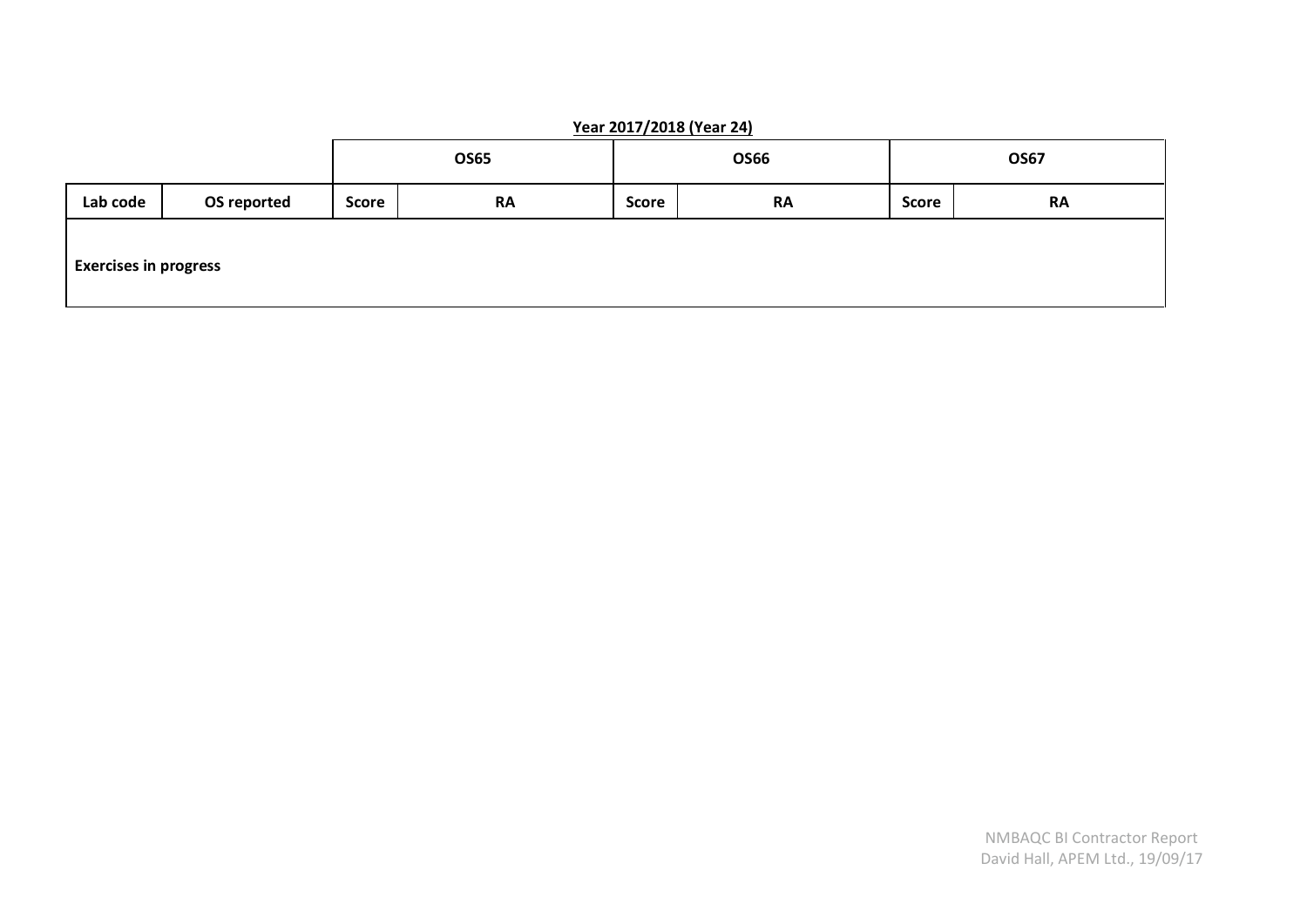**Year 2017/2018 (Year 24)**

| | | OS65 | | OS66 | | OS67 | |
|---|---|---|---|---|---|---|---|
| **Lab code** | **OS reported** | **Score** | **RA** | **Score** | **RA** | **Score** | **RA** |
| **Exercises in progress** | | | | | | | |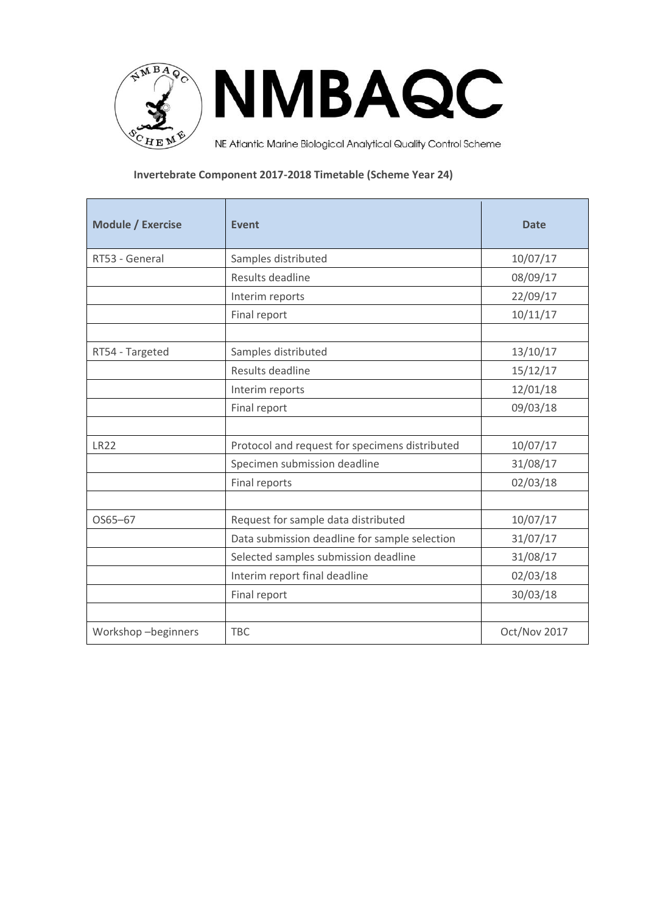# NMBAQC

NE Atlantic Marine Biological Analytical Quality Control Scheme

**Invertebrate Component 2017-2018 Timetable (Scheme Year 24)**

| Module / Exercise | Event | Date |
|---|---|---|
| RT53 - General | Samples distributed | 10/07/17 |
| | Results deadline | 08/09/17 |
| | Interim reports | 22/09/17 |
| | Final report | 10/11/17 |
| | | |
| RT54 - Targeted | Samples distributed | 13/10/17 |
| | Results deadline | 15/12/17 |
| | Interim reports | 12/01/18 |
| | Final report | 09/03/18 |
| | | |
| LR22 | Protocol and request for specimens distributed | 10/07/17 |
| | Specimen submission deadline | 31/08/17 |
| | Final reports | 02/03/18 |
| | | |
| OS65–67 | Request for sample data distributed | 10/07/17 |
| | Data submission deadline for sample selection | 31/07/17 |
| | Selected samples submission deadline | 31/08/17 |
| | Interim report final deadline | 02/03/18 |
| | Final report | 30/03/18 |
| | | |
| Workshop –beginners | TBC | Oct/Nov 2017 |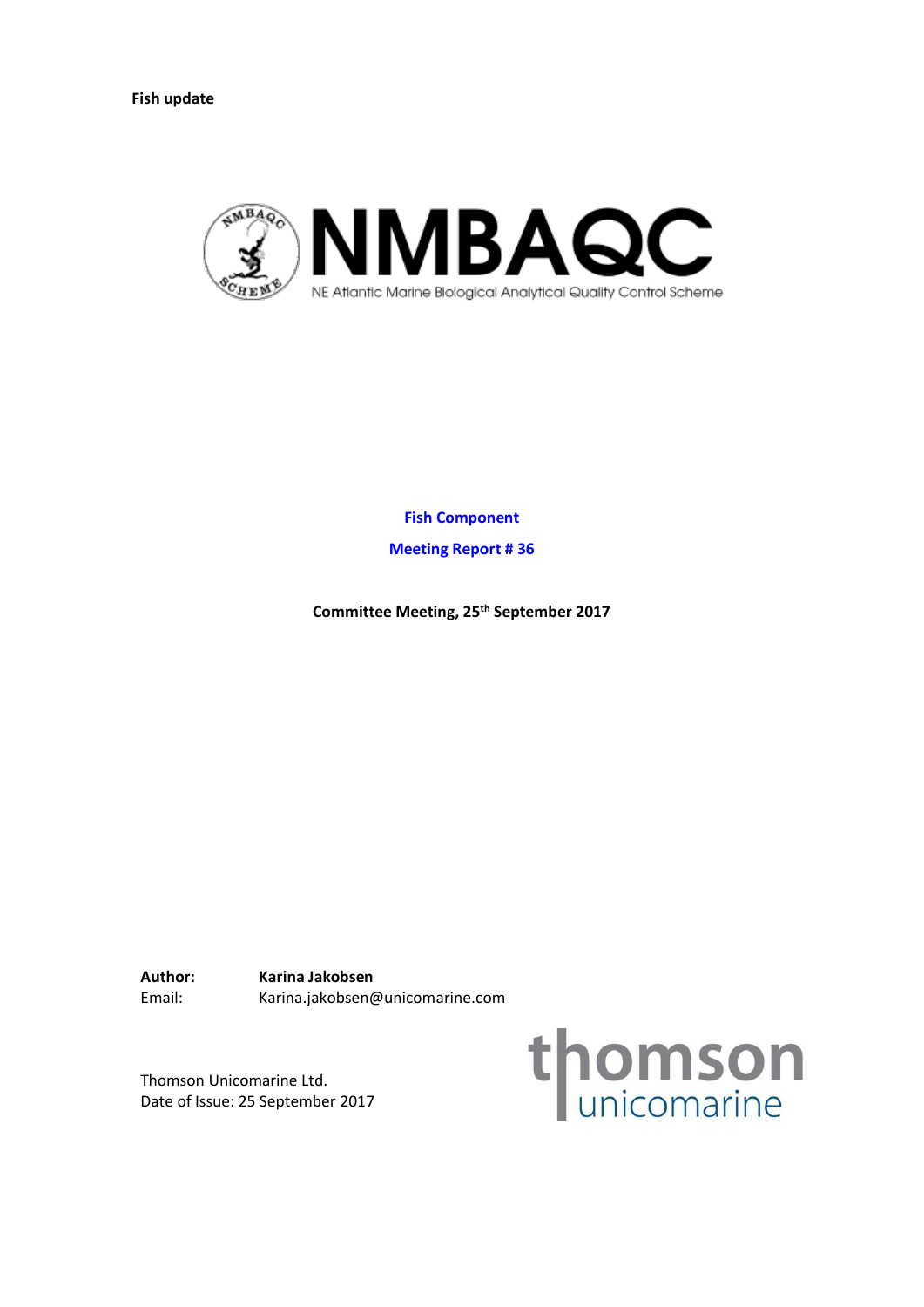**Fish update**

**Fish Component**

**Meeting Report # 36**

**Committee Meeting, 25th September 2017**

**Author:** **Karina Jakobsen**
Email: Karina.jakobsen@unicomarine.com

Thomson Unicomarine Ltd.
Date of Issue: 25 September 2017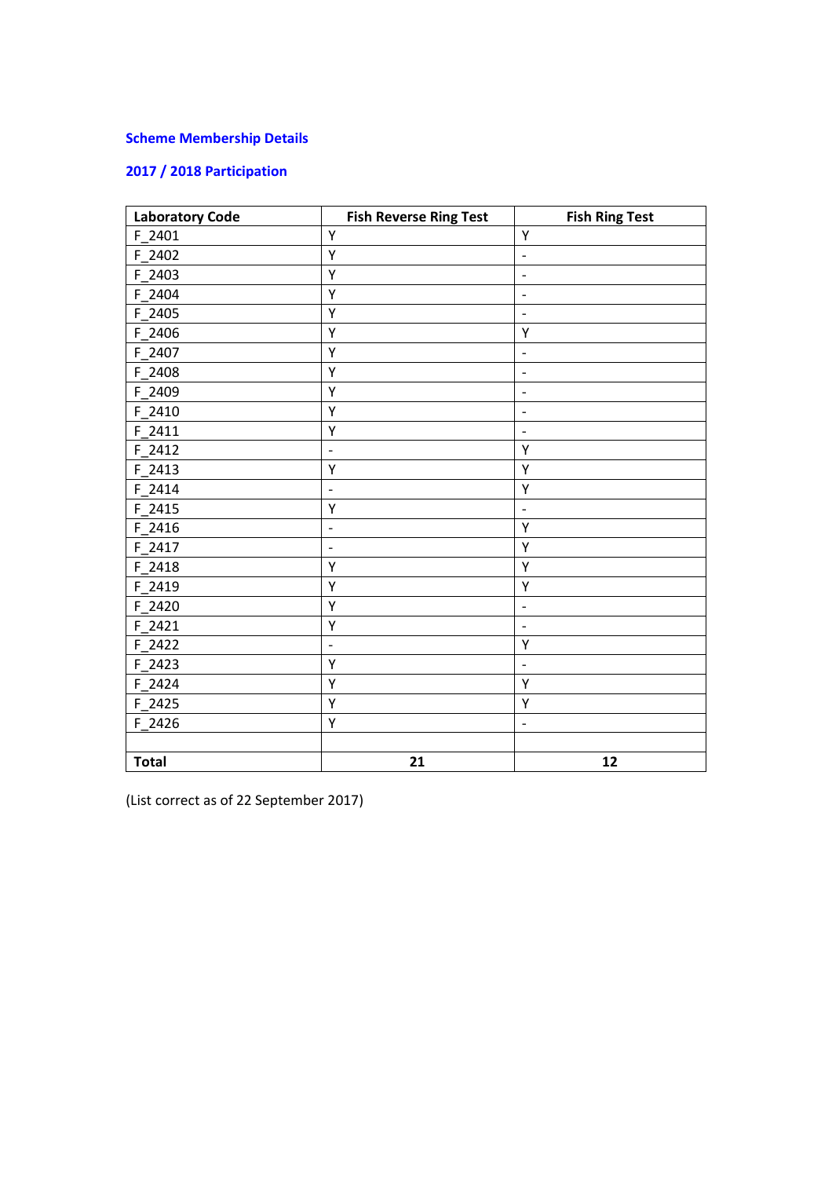## Scheme Membership Details

## 2017 / 2018 Participation

| Laboratory Code | Fish Reverse Ring Test | Fish Ring Test |
|---|---|---|
| F_2401 | Y | Y |
| F_2402 | Y | - |
| F_2403 | Y | - |
| F_2404 | Y | - |
| F_2405 | Y | - |
| F_2406 | Y | Y |
| F_2407 | Y | - |
| F_2408 | Y | - |
| F_2409 | Y | - |
| F_2410 | Y | - |
| F_2411 | Y | - |
| F_2412 | - | Y |
| F_2413 | Y | Y |
| F_2414 | - | Y |
| F_2415 | Y | - |
| F_2416 | - | Y |
| F_2417 | - | Y |
| F_2418 | Y | Y |
| F_2419 | Y | Y |
| F_2420 | Y | - |
| F_2421 | Y | - |
| F_2422 | - | Y |
| F_2423 | Y | - |
| F_2424 | Y | Y |
| F_2425 | Y | Y |
| F_2426 | Y | - |
| | | |
| **Total** | **21** | **12** |

(List correct as of 22 September 2017)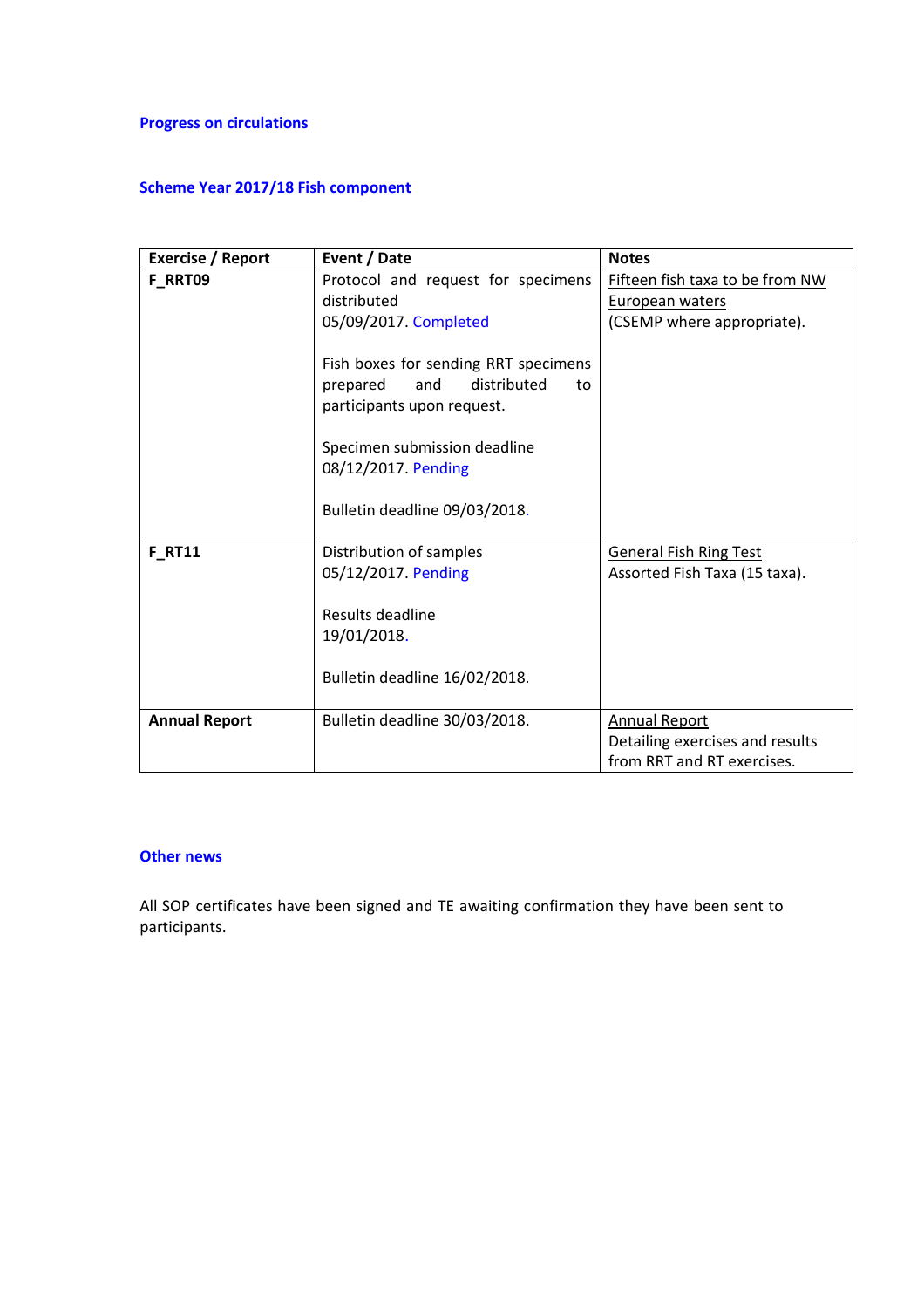## Progress on circulations

### Scheme Year 2017/18 Fish component

| Exercise / Report | Event / Date | Notes |
|---|---|---|
| **F_RRT09** | Protocol and request for specimens distributed 05/09/2017. Completed<br><br>Fish boxes for sending RRT specimens prepared and distributed to participants upon request.<br><br>Specimen submission deadline 08/12/2017. Pending<br><br>Bulletin deadline 09/03/2018. | Fifteen fish taxa to be from NW European waters (CSEMP where appropriate). |
| **F_RT11** | Distribution of samples 05/12/2017. Pending<br><br>Results deadline 19/01/2018.<br><br>Bulletin deadline 16/02/2018. | General Fish Ring Test Assorted Fish Taxa (15 taxa). |
| **Annual Report** | Bulletin deadline 30/03/2018. | Annual Report Detailing exercises and results from RRT and RT exercises. |

## Other news

All SOP certificates have been signed and TE awaiting confirmation they have been sent to participants.